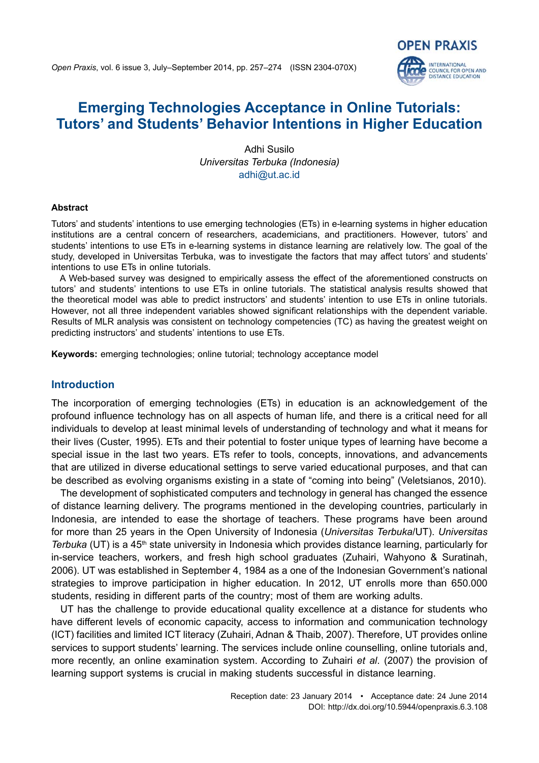# Emerging Technologies Acceptance in Online Tutorials: Tutors' and Students' Behavior Intentions in Higher Education

Adhi Susilo
*Universitas Terbuka (Indonesia)*
adhi@ut.ac.id

#### Abstract

Tutors' and students' intentions to use emerging technologies (ETs) in e-learning systems in higher education institutions are a central concern of researchers, academicians, and practitioners. However, tutors' and students' intentions to use ETs in e-learning systems in distance learning are relatively low. The goal of the study, developed in Universitas Terbuka, was to investigate the factors that may affect tutors' and students' intentions to use ETs in online tutorials.

A Web-based survey was designed to empirically assess the effect of the aforementioned constructs on tutors' and students' intentions to use ETs in online tutorials. The statistical analysis results showed that the theoretical model was able to predict instructors' and students' intention to use ETs in online tutorials. However, not all three independent variables showed significant relationships with the dependent variable. Results of MLR analysis was consistent on technology competencies (TC) as having the greatest weight on predicting instructors' and students' intentions to use ETs.

**Keywords:** emerging technologies; online tutorial; technology acceptance model

## Introduction

The incorporation of emerging technologies (ETs) in education is an acknowledgement of the profound influence technology has on all aspects of human life, and there is a critical need for all individuals to develop at least minimal levels of understanding of technology and what it means for their lives (Custer, 1995). ETs and their potential to foster unique types of learning have become a special issue in the last two years. ETs refer to tools, concepts, innovations, and advancements that are utilized in diverse educational settings to serve varied educational purposes, and that can be described as evolving organisms existing in a state of "coming into being" (Veletsianos, 2010).

The development of sophisticated computers and technology in general has changed the essence of distance learning delivery. The programs mentioned in the developing countries, particularly in Indonesia, are intended to ease the shortage of teachers. These programs have been around for more than 25 years in the Open University of Indonesia (*Universitas Terbuka*/UT). *Universitas Terbuka* (UT) is a 45th state university in Indonesia which provides distance learning, particularly for in-service teachers, workers, and fresh high school graduates (Zuhairi, Wahyono & Suratinah, 2006). UT was established in September 4, 1984 as a one of the Indonesian Government's national strategies to improve participation in higher education. In 2012, UT enrolls more than 650.000 students, residing in different parts of the country; most of them are working adults.

UT has the challenge to provide educational quality excellence at a distance for students who have different levels of economic capacity, access to information and communication technology (ICT) facilities and limited ICT literacy (Zuhairi, Adnan & Thaib, 2007). Therefore, UT provides online services to support students' learning. The services include online counselling, online tutorials and, more recently, an online examination system. According to Zuhairi *et al*. (2007) the provision of learning support systems is crucial in making students successful in distance learning.

Reception date: 23 January 2014 • Acceptance date: 24 June 2014
DOI: http://dx.doi.org/10.5944/openpraxis.6.3.108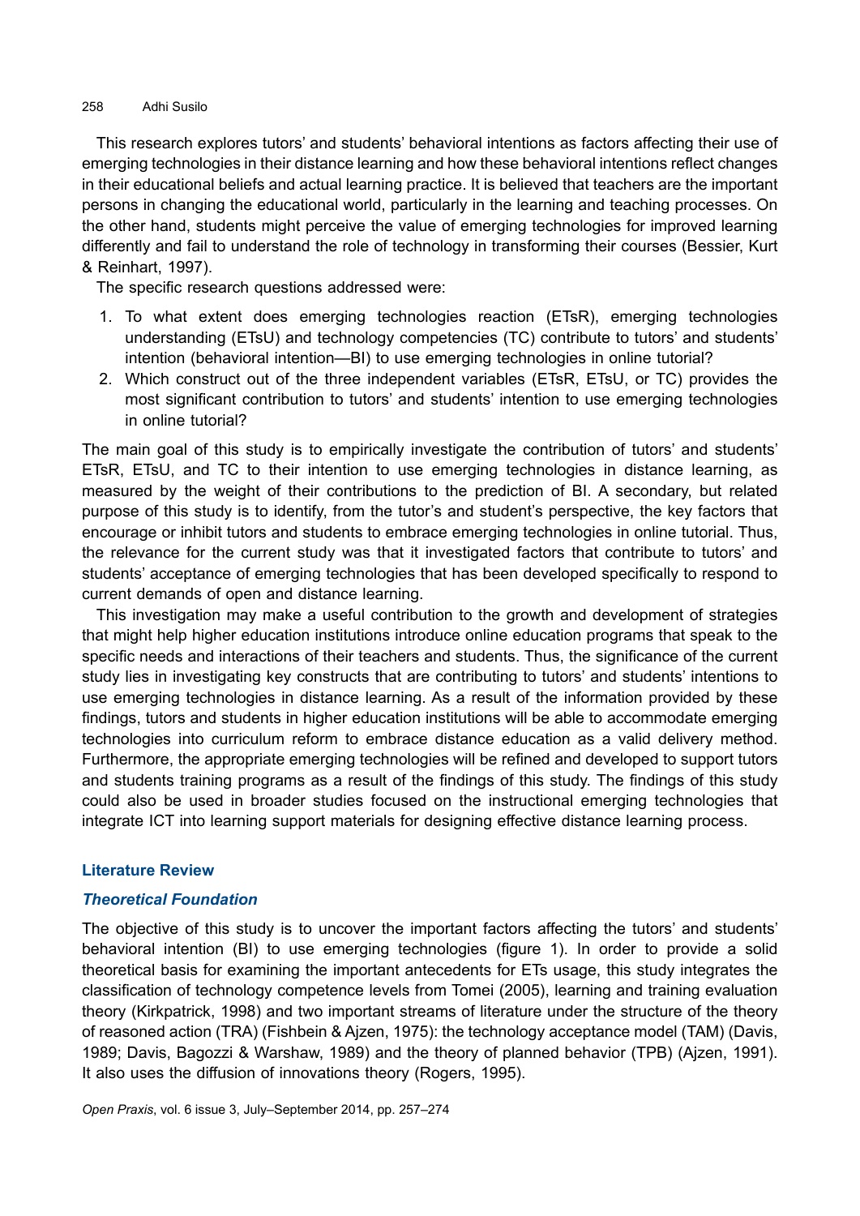This research explores tutors' and students' behavioral intentions as factors affecting their use of emerging technologies in their distance learning and how these behavioral intentions reflect changes in their educational beliefs and actual learning practice. It is believed that teachers are the important persons in changing the educational world, particularly in the learning and teaching processes. On the other hand, students might perceive the value of emerging technologies for improved learning differently and fail to understand the role of technology in transforming their courses (Bessier, Kurt & Reinhart, 1997).

The specific research questions addressed were:

1. To what extent does emerging technologies reaction (ETsR), emerging technologies understanding (ETsU) and technology competencies (TC) contribute to tutors' and students' intention (behavioral intention—BI) to use emerging technologies in online tutorial?
2. Which construct out of the three independent variables (ETsR, ETsU, or TC) provides the most significant contribution to tutors' and students' intention to use emerging technologies in online tutorial?

The main goal of this study is to empirically investigate the contribution of tutors' and students' ETsR, ETsU, and TC to their intention to use emerging technologies in distance learning, as measured by the weight of their contributions to the prediction of BI. A secondary, but related purpose of this study is to identify, from the tutor's and student's perspective, the key factors that encourage or inhibit tutors and students to embrace emerging technologies in online tutorial. Thus, the relevance for the current study was that it investigated factors that contribute to tutors' and students' acceptance of emerging technologies that has been developed specifically to respond to current demands of open and distance learning.

This investigation may make a useful contribution to the growth and development of strategies that might help higher education institutions introduce online education programs that speak to the specific needs and interactions of their teachers and students. Thus, the significance of the current study lies in investigating key constructs that are contributing to tutors' and students' intentions to use emerging technologies in distance learning. As a result of the information provided by these findings, tutors and students in higher education institutions will be able to accommodate emerging technologies into curriculum reform to embrace distance education as a valid delivery method. Furthermore, the appropriate emerging technologies will be refined and developed to support tutors and students training programs as a result of the findings of this study. The findings of this study could also be used in broader studies focused on the instructional emerging technologies that integrate ICT into learning support materials for designing effective distance learning process.

## Literature Review

### *Theoretical Foundation*

The objective of this study is to uncover the important factors affecting the tutors' and students' behavioral intention (BI) to use emerging technologies (figure 1). In order to provide a solid theoretical basis for examining the important antecedents for ETs usage, this study integrates the classification of technology competence levels from Tomei (2005), learning and training evaluation theory (Kirkpatrick, 1998) and two important streams of literature under the structure of the theory of reasoned action (TRA) (Fishbein & Ajzen, 1975): the technology acceptance model (TAM) (Davis, 1989; Davis, Bagozzi & Warshaw, 1989) and the theory of planned behavior (TPB) (Ajzen, 1991). It also uses the diffusion of innovations theory (Rogers, 1995).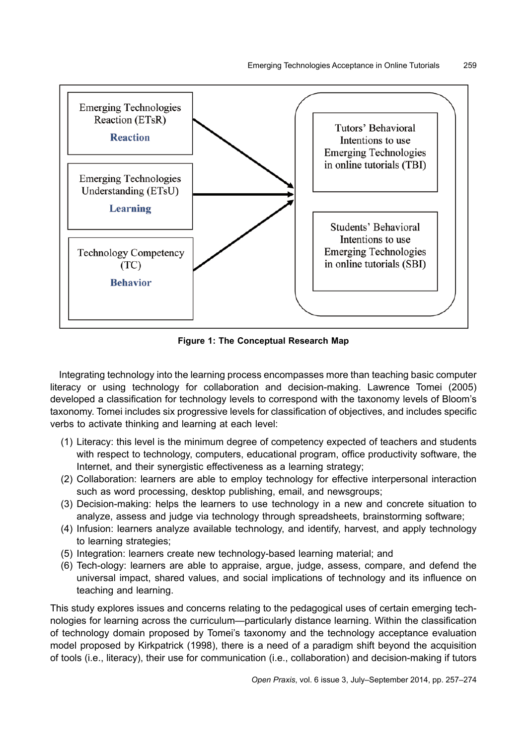Figure 1: The Conceptual Research Map

Integrating technology into the learning process encompasses more than teaching basic computer literacy or using technology for collaboration and decision-making. Lawrence Tomei (2005) developed a classification for technology levels to correspond with the taxonomy levels of Bloom's taxonomy. Tomei includes six progressive levels for classification of objectives, and includes specific verbs to activate thinking and learning at each level:

1. Literacy: this level is the minimum degree of competency expected of teachers and students with respect to technology, computers, educational program, office productivity software, the Internet, and their synergistic effectiveness as a learning strategy;
2. Collaboration: learners are able to employ technology for effective interpersonal interaction such as word processing, desktop publishing, email, and newsgroups;
3. Decision-making: helps the learners to use technology in a new and concrete situation to analyze, assess and judge via technology through spreadsheets, brainstorming software;
4. Infusion: learners analyze available technology, and identify, harvest, and apply technology to learning strategies;
5. Integration: learners create new technology-based learning material; and
6. Tech-ology: learners are able to appraise, argue, judge, assess, compare, and defend the universal impact, shared values, and social implications of technology and its influence on teaching and learning.

This study explores issues and concerns relating to the pedagogical uses of certain emerging technologies for learning across the curriculum—particularly distance learning. Within the classification of technology domain proposed by Tomei's taxonomy and the technology acceptance evaluation model proposed by Kirkpatrick (1998), there is a need of a paradigm shift beyond the acquisition of tools (i.e., literacy), their use for communication (i.e., collaboration) and decision-making if tutors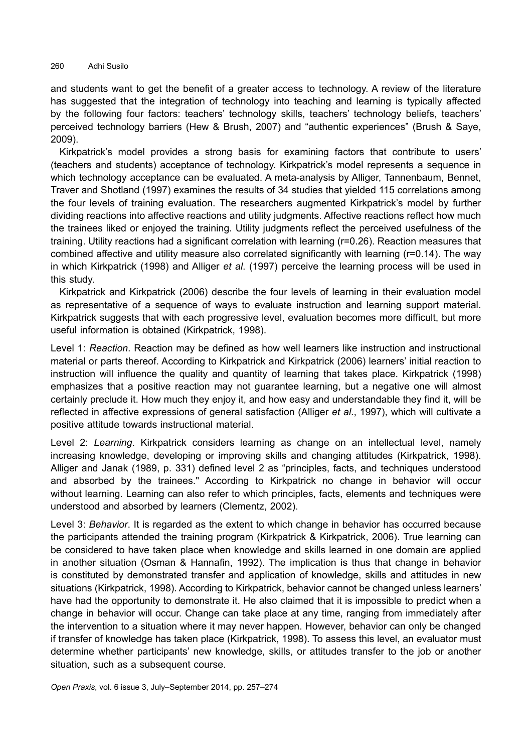and students want to get the benefit of a greater access to technology. A review of the literature has suggested that the integration of technology into teaching and learning is typically affected by the following four factors: teachers' technology skills, teachers' technology beliefs, teachers' perceived technology barriers (Hew & Brush, 2007) and "authentic experiences" (Brush & Saye, 2009).

Kirkpatrick's model provides a strong basis for examining factors that contribute to users' (teachers and students) acceptance of technology. Kirkpatrick's model represents a sequence in which technology acceptance can be evaluated. A meta-analysis by Alliger, Tannenbaum, Bennet, Traver and Shotland (1997) examines the results of 34 studies that yielded 115 correlations among the four levels of training evaluation. The researchers augmented Kirkpatrick's model by further dividing reactions into affective reactions and utility judgments. Affective reactions reflect how much the trainees liked or enjoyed the training. Utility judgments reflect the perceived usefulness of the training. Utility reactions had a significant correlation with learning (r=0.26). Reaction measures that combined affective and utility measure also correlated significantly with learning (r=0.14). The way in which Kirkpatrick (1998) and Alliger *et al*. (1997) perceive the learning process will be used in this study.

Kirkpatrick and Kirkpatrick (2006) describe the four levels of learning in their evaluation model as representative of a sequence of ways to evaluate instruction and learning support material. Kirkpatrick suggests that with each progressive level, evaluation becomes more difficult, but more useful information is obtained (Kirkpatrick, 1998).

Level 1: *Reaction*. Reaction may be defined as how well learners like instruction and instructional material or parts thereof. According to Kirkpatrick and Kirkpatrick (2006) learners' initial reaction to instruction will influence the quality and quantity of learning that takes place. Kirkpatrick (1998) emphasizes that a positive reaction may not guarantee learning, but a negative one will almost certainly preclude it. How much they enjoy it, and how easy and understandable they find it, will be reflected in affective expressions of general satisfaction (Alliger *et al*., 1997), which will cultivate a positive attitude towards instructional material.

Level 2: *Learning*. Kirkpatrick considers learning as change on an intellectual level, namely increasing knowledge, developing or improving skills and changing attitudes (Kirkpatrick, 1998). Alliger and Janak (1989, p. 331) defined level 2 as "principles, facts, and techniques understood and absorbed by the trainees." According to Kirkpatrick no change in behavior will occur without learning. Learning can also refer to which principles, facts, elements and techniques were understood and absorbed by learners (Clementz, 2002).

Level 3: *Behavior*. It is regarded as the extent to which change in behavior has occurred because the participants attended the training program (Kirkpatrick & Kirkpatrick, 2006). True learning can be considered to have taken place when knowledge and skills learned in one domain are applied in another situation (Osman & Hannafin, 1992). The implication is thus that change in behavior is constituted by demonstrated transfer and application of knowledge, skills and attitudes in new situations (Kirkpatrick, 1998). According to Kirkpatrick, behavior cannot be changed unless learners' have had the opportunity to demonstrate it. He also claimed that it is impossible to predict when a change in behavior will occur. Change can take place at any time, ranging from immediately after the intervention to a situation where it may never happen. However, behavior can only be changed if transfer of knowledge has taken place (Kirkpatrick, 1998). To assess this level, an evaluator must determine whether participants' new knowledge, skills, or attitudes transfer to the job or another situation, such as a subsequent course.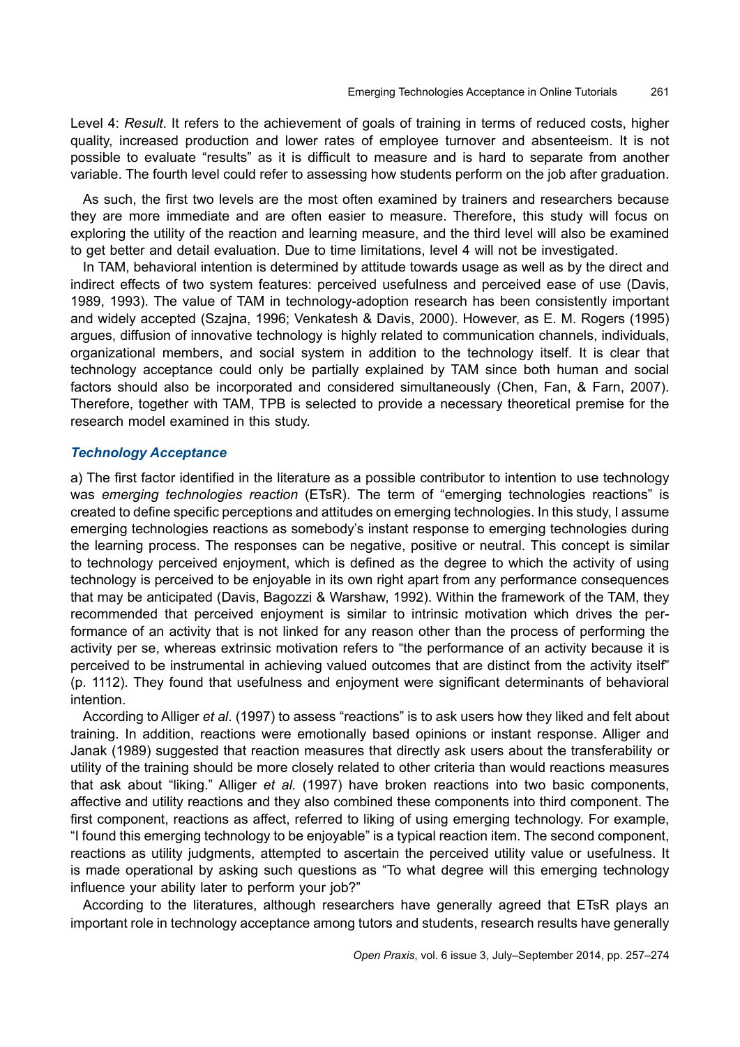Level 4: *Result*. It refers to the achievement of goals of training in terms of reduced costs, higher quality, increased production and lower rates of employee turnover and absenteeism. It is not possible to evaluate "results" as it is difficult to measure and is hard to separate from another variable. The fourth level could refer to assessing how students perform on the job after graduation.

As such, the first two levels are the most often examined by trainers and researchers because they are more immediate and are often easier to measure. Therefore, this study will focus on exploring the utility of the reaction and learning measure, and the third level will also be examined to get better and detail evaluation. Due to time limitations, level 4 will not be investigated.

In TAM, behavioral intention is determined by attitude towards usage as well as by the direct and indirect effects of two system features: perceived usefulness and perceived ease of use (Davis, 1989, 1993). The value of TAM in technology-adoption research has been consistently important and widely accepted (Szajna, 1996; Venkatesh & Davis, 2000). However, as E. M. Rogers (1995) argues, diffusion of innovative technology is highly related to communication channels, individuals, organizational members, and social system in addition to the technology itself. It is clear that technology acceptance could only be partially explained by TAM since both human and social factors should also be incorporated and considered simultaneously (Chen, Fan, & Farn, 2007). Therefore, together with TAM, TPB is selected to provide a necessary theoretical premise for the research model examined in this study.

### *Technology Acceptance*

a) The first factor identified in the literature as a possible contributor to intention to use technology was *emerging technologies reaction* (ETsR). The term of "emerging technologies reactions" is created to define specific perceptions and attitudes on emerging technologies. In this study, I assume emerging technologies reactions as somebody's instant response to emerging technologies during the learning process. The responses can be negative, positive or neutral. This concept is similar to technology perceived enjoyment, which is defined as the degree to which the activity of using technology is perceived to be enjoyable in its own right apart from any performance consequences that may be anticipated (Davis, Bagozzi & Warshaw, 1992). Within the framework of the TAM, they recommended that perceived enjoyment is similar to intrinsic motivation which drives the performance of an activity that is not linked for any reason other than the process of performing the activity per se, whereas extrinsic motivation refers to "the performance of an activity because it is perceived to be instrumental in achieving valued outcomes that are distinct from the activity itself" (p. 1112). They found that usefulness and enjoyment were significant determinants of behavioral intention.

According to Alliger *et al*. (1997) to assess "reactions" is to ask users how they liked and felt about training. In addition, reactions were emotionally based opinions or instant response. Alliger and Janak (1989) suggested that reaction measures that directly ask users about the transferability or utility of the training should be more closely related to other criteria than would reactions measures that ask about "liking." Alliger *et al.* (1997) have broken reactions into two basic components, affective and utility reactions and they also combined these components into third component. The first component, reactions as affect, referred to liking of using emerging technology. For example, "I found this emerging technology to be enjoyable" is a typical reaction item. The second component, reactions as utility judgments, attempted to ascertain the perceived utility value or usefulness. It is made operational by asking such questions as "To what degree will this emerging technology influence your ability later to perform your job?"

According to the literatures, although researchers have generally agreed that ETsR plays an important role in technology acceptance among tutors and students, research results have generally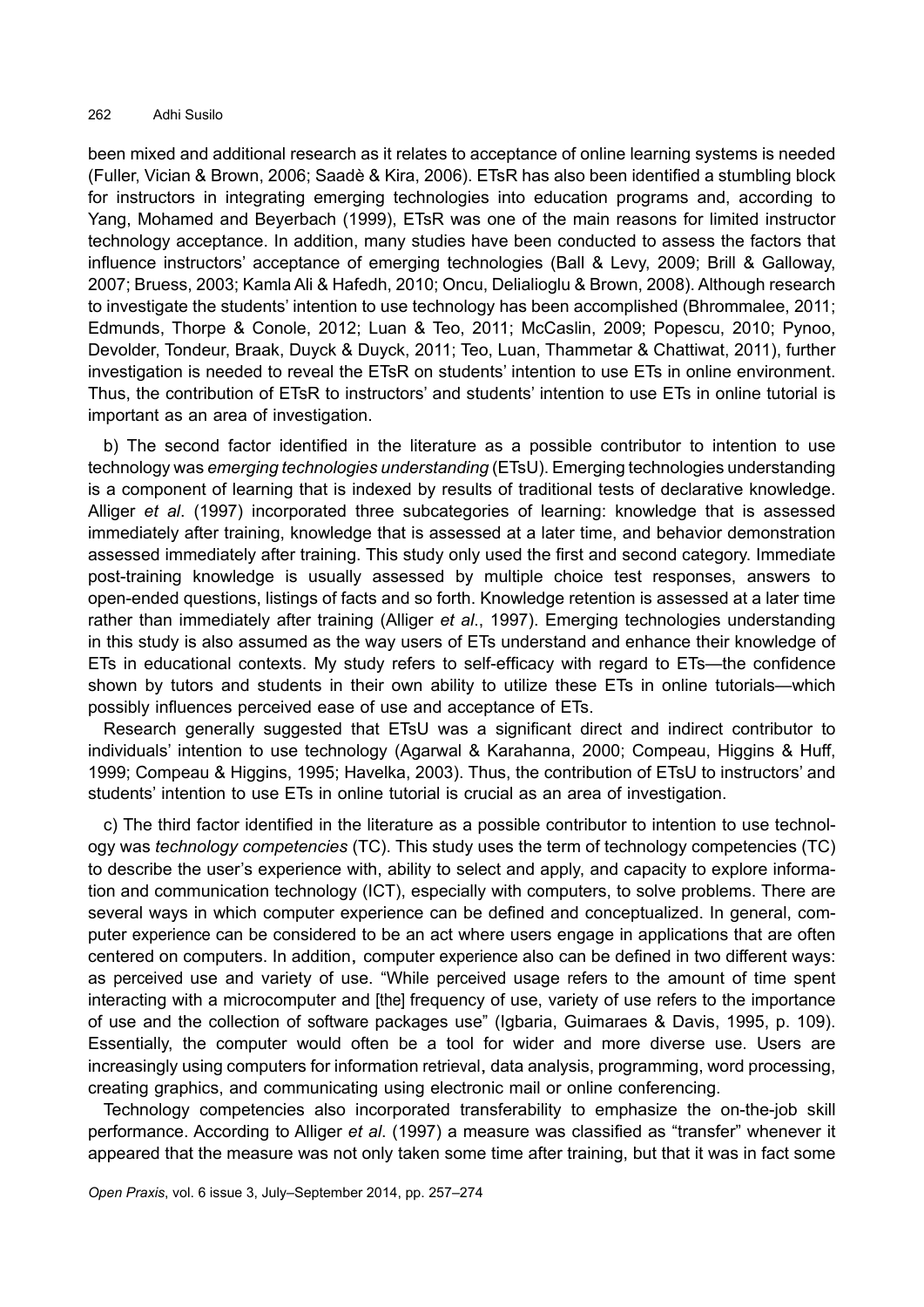been mixed and additional research as it relates to acceptance of online learning systems is needed (Fuller, Vician & Brown, 2006; Saadè & Kira, 2006). ETsR has also been identified a stumbling block for instructors in integrating emerging technologies into education programs and, according to Yang, Mohamed and Beyerbach (1999), ETsR was one of the main reasons for limited instructor technology acceptance. In addition, many studies have been conducted to assess the factors that influence instructors' acceptance of emerging technologies (Ball & Levy, 2009; Brill & Galloway, 2007; Bruess, 2003; Kamla Ali & Hafedh, 2010; Oncu, Delialioglu & Brown, 2008). Although research to investigate the students' intention to use technology has been accomplished (Bhrommalee, 2011; Edmunds, Thorpe & Conole, 2012; Luan & Teo, 2011; McCaslin, 2009; Popescu, 2010; Pynoo, Devolder, Tondeur, Braak, Duyck & Duyck, 2011; Teo, Luan, Thammetar & Chattiwat, 2011), further investigation is needed to reveal the ETsR on students' intention to use ETs in online environment. Thus, the contribution of ETsR to instructors' and students' intention to use ETs in online tutorial is important as an area of investigation.

b) The second factor identified in the literature as a possible contributor to intention to use technology was *emerging technologies understanding* (ETsU). Emerging technologies understanding is a component of learning that is indexed by results of traditional tests of declarative knowledge. Alliger *et al*. (1997) incorporated three subcategories of learning: knowledge that is assessed immediately after training, knowledge that is assessed at a later time, and behavior demonstration assessed immediately after training. This study only used the first and second category. Immediate post-training knowledge is usually assessed by multiple choice test responses, answers to open-ended questions, listings of facts and so forth. Knowledge retention is assessed at a later time rather than immediately after training (Alliger *et al*., 1997). Emerging technologies understanding in this study is also assumed as the way users of ETs understand and enhance their knowledge of ETs in educational contexts. My study refers to self-efficacy with regard to ETs—the confidence shown by tutors and students in their own ability to utilize these ETs in online tutorials—which possibly influences perceived ease of use and acceptance of ETs.

Research generally suggested that ETsU was a significant direct and indirect contributor to individuals' intention to use technology (Agarwal & Karahanna, 2000; Compeau, Higgins & Huff, 1999; Compeau & Higgins, 1995; Havelka, 2003). Thus, the contribution of ETsU to instructors' and students' intention to use ETs in online tutorial is crucial as an area of investigation.

c) The third factor identified in the literature as a possible contributor to intention to use technology was *technology competencies* (TC). This study uses the term of technology competencies (TC) to describe the user's experience with, ability to select and apply, and capacity to explore information and communication technology (ICT), especially with computers, to solve problems. There are several ways in which computer experience can be defined and conceptualized. In general, computer experience can be considered to be an act where users engage in applications that are often centered on computers. In addition, computer experience also can be defined in two different ways: as perceived use and variety of use. "While perceived usage refers to the amount of time spent interacting with a microcomputer and [the] frequency of use, variety of use refers to the importance of use and the collection of software packages use" (Igbaria, Guimaraes & Davis, 1995, p. 109). Essentially, the computer would often be a tool for wider and more diverse use. Users are increasingly using computers for information retrieval, data analysis, programming, word processing, creating graphics, and communicating using electronic mail or online conferencing.

Technology competencies also incorporated transferability to emphasize the on-the-job skill performance. According to Alliger *et al*. (1997) a measure was classified as "transfer" whenever it appeared that the measure was not only taken some time after training, but that it was in fact some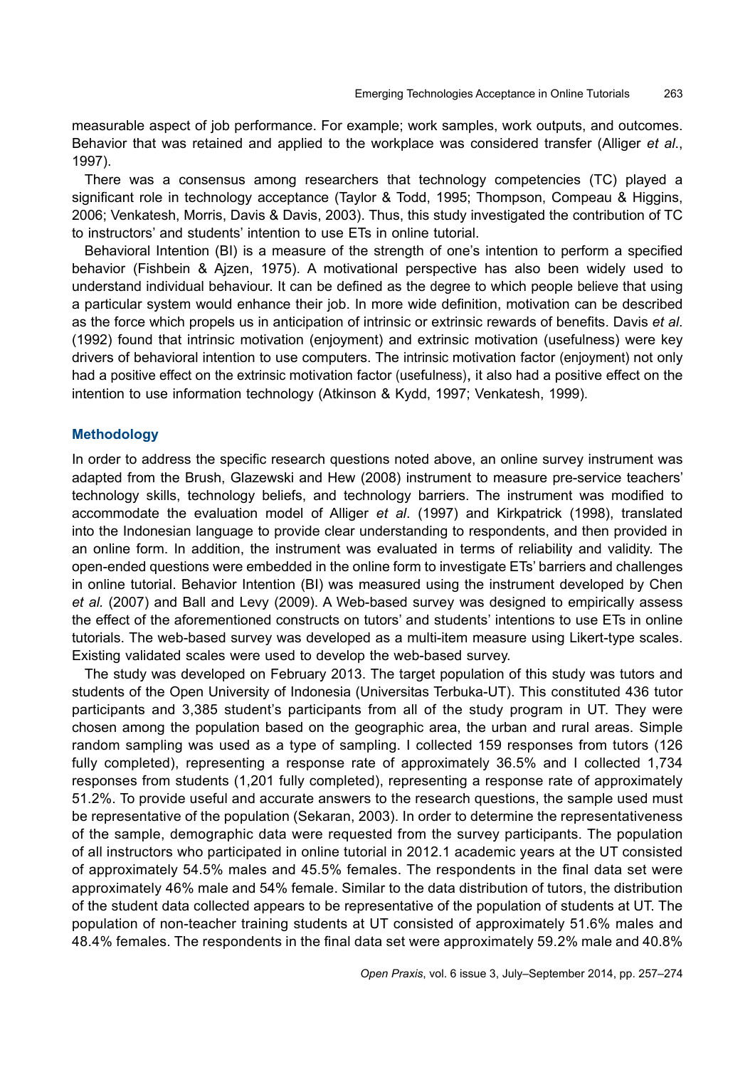measurable aspect of job performance. For example; work samples, work outputs, and outcomes. Behavior that was retained and applied to the workplace was considered transfer (Alliger *et al*., 1997).

There was a consensus among researchers that technology competencies (TC) played a significant role in technology acceptance (Taylor & Todd, 1995; Thompson, Compeau & Higgins, 2006; Venkatesh, Morris, Davis & Davis, 2003). Thus, this study investigated the contribution of TC to instructors' and students' intention to use ETs in online tutorial.

Behavioral Intention (BI) is a measure of the strength of one's intention to perform a specified behavior (Fishbein & Ajzen, 1975). A motivational perspective has also been widely used to understand individual behaviour. It can be defined as the degree to which people believe that using a particular system would enhance their job. In more wide definition, motivation can be described as the force which propels us in anticipation of intrinsic or extrinsic rewards of benefits. Davis *et al*. (1992) found that intrinsic motivation (enjoyment) and extrinsic motivation (usefulness) were key drivers of behavioral intention to use computers. The intrinsic motivation factor (enjoyment) not only had a positive effect on the extrinsic motivation factor (usefulness), it also had a positive effect on the intention to use information technology (Atkinson & Kydd, 1997; Venkatesh, 1999).

## Methodology

In order to address the specific research questions noted above, an online survey instrument was adapted from the Brush, Glazewski and Hew (2008) instrument to measure pre-service teachers' technology skills, technology beliefs, and technology barriers. The instrument was modified to accommodate the evaluation model of Alliger *et al*. (1997) and Kirkpatrick (1998), translated into the Indonesian language to provide clear understanding to respondents, and then provided in an online form. In addition, the instrument was evaluated in terms of reliability and validity. The open-ended questions were embedded in the online form to investigate ETs' barriers and challenges in online tutorial. Behavior Intention (BI) was measured using the instrument developed by Chen *et al.* (2007) and Ball and Levy (2009). A Web-based survey was designed to empirically assess the effect of the aforementioned constructs on tutors' and students' intentions to use ETs in online tutorials. The web-based survey was developed as a multi-item measure using Likert-type scales. Existing validated scales were used to develop the web-based survey.

The study was developed on February 2013. The target population of this study was tutors and students of the Open University of Indonesia (Universitas Terbuka-UT). This constituted 436 tutor participants and 3,385 student's participants from all of the study program in UT. They were chosen among the population based on the geographic area, the urban and rural areas. Simple random sampling was used as a type of sampling. I collected 159 responses from tutors (126 fully completed), representing a response rate of approximately 36.5% and I collected 1,734 responses from students (1,201 fully completed), representing a response rate of approximately 51.2%. To provide useful and accurate answers to the research questions, the sample used must be representative of the population (Sekaran, 2003). In order to determine the representativeness of the sample, demographic data were requested from the survey participants. The population of all instructors who participated in online tutorial in 2012.1 academic years at the UT consisted of approximately 54.5% males and 45.5% females. The respondents in the final data set were approximately 46% male and 54% female. Similar to the data distribution of tutors, the distribution of the student data collected appears to be representative of the population of students at UT. The population of non-teacher training students at UT consisted of approximately 51.6% males and 48.4% females. The respondents in the final data set were approximately 59.2% male and 40.8%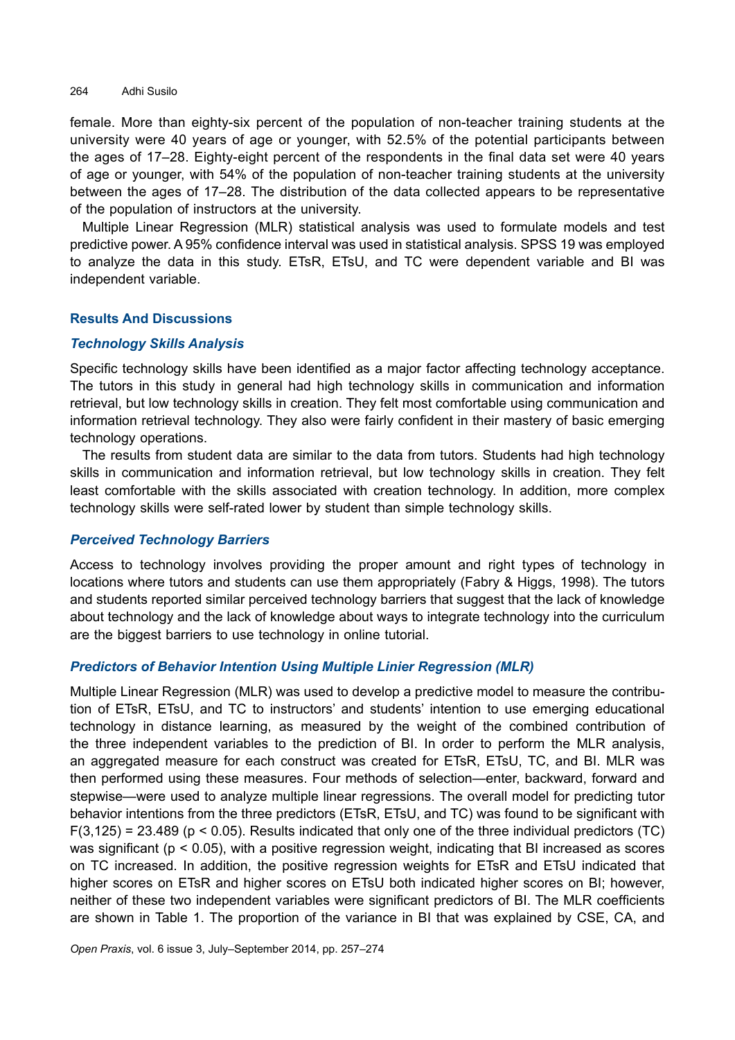female. More than eighty-six percent of the population of non-teacher training students at the university were 40 years of age or younger, with 52.5% of the potential participants between the ages of 17–28. Eighty-eight percent of the respondents in the final data set were 40 years of age or younger, with 54% of the population of non-teacher training students at the university between the ages of 17–28. The distribution of the data collected appears to be representative of the population of instructors at the university.

Multiple Linear Regression (MLR) statistical analysis was used to formulate models and test predictive power. A 95% confidence interval was used in statistical analysis. SPSS 19 was employed to analyze the data in this study. ETsR, ETsU, and TC were dependent variable and BI was independent variable.

## Results And Discussions

### *Technology Skills Analysis*

Specific technology skills have been identified as a major factor affecting technology acceptance. The tutors in this study in general had high technology skills in communication and information retrieval, but low technology skills in creation. They felt most comfortable using communication and information retrieval technology. They also were fairly confident in their mastery of basic emerging technology operations.

The results from student data are similar to the data from tutors. Students had high technology skills in communication and information retrieval, but low technology skills in creation. They felt least comfortable with the skills associated with creation technology. In addition, more complex technology skills were self-rated lower by student than simple technology skills.

### *Perceived Technology Barriers*

Access to technology involves providing the proper amount and right types of technology in locations where tutors and students can use them appropriately (Fabry & Higgs, 1998). The tutors and students reported similar perceived technology barriers that suggest that the lack of knowledge about technology and the lack of knowledge about ways to integrate technology into the curriculum are the biggest barriers to use technology in online tutorial.

### *Predictors of Behavior Intention Using Multiple Linier Regression (MLR)*

Multiple Linear Regression (MLR) was used to develop a predictive model to measure the contribution of ETsR, ETsU, and TC to instructors' and students' intention to use emerging educational technology in distance learning, as measured by the weight of the combined contribution of the three independent variables to the prediction of BI. In order to perform the MLR analysis, an aggregated measure for each construct was created for ETsR, ETsU, TC, and BI. MLR was then performed using these measures. Four methods of selection—enter, backward, forward and stepwise—were used to analyze multiple linear regressions. The overall model for predicting tutor behavior intentions from the three predictors (ETsR, ETsU, and TC) was found to be significant with $F(3,125) = 23.489$ ($p < 0.05$). Results indicated that only one of the three individual predictors (TC) was significant ($p < 0.05$), with a positive regression weight, indicating that BI increased as scores on TC increased. In addition, the positive regression weights for ETsR and ETsU indicated that higher scores on ETsR and higher scores on ETsU both indicated higher scores on BI; however, neither of these two independent variables were significant predictors of BI. The MLR coefficients are shown in Table 1. The proportion of the variance in BI that was explained by CSE, CA, and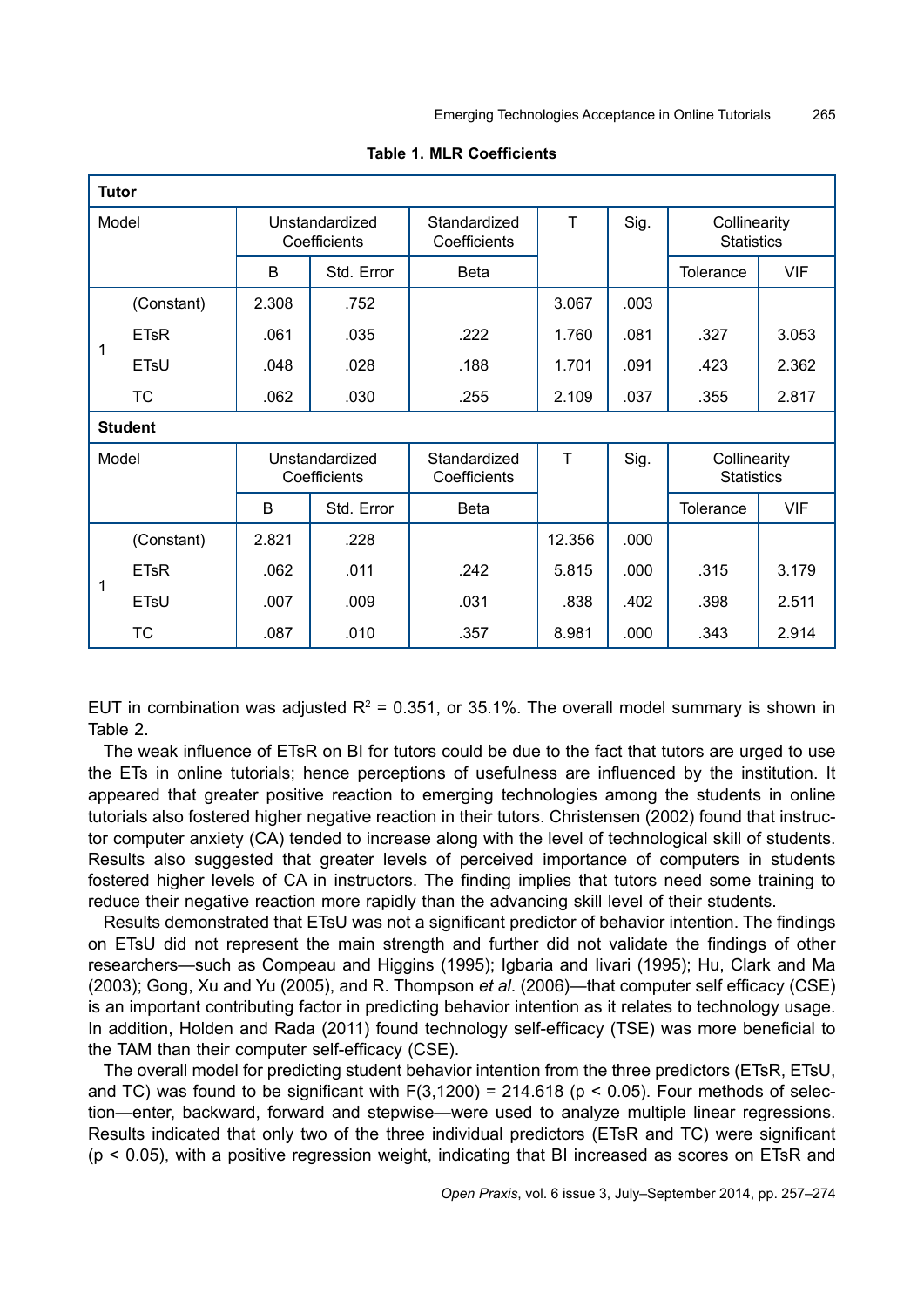**Table 1. MLR Coefficients**

| **Tutor** | | | | | | | | |
|---|---|---|---|---|---|---|---|---|
| Model | | Unstandardized Coefficients | | Standardized Coefficients | T | Sig. | Collinearity Statistics | |
| | | B | Std. Error | Beta | | | Tolerance | VIF |
| 1 | (Constant) | 2.308 | .752 | | 3.067 | .003 | | |
| | ETsR | .061 | .035 | .222 | 1.760 | .081 | .327 | 3.053 |
| | ETsU | .048 | .028 | .188 | 1.701 | .091 | .423 | 2.362 |
| | TC | .062 | .030 | .255 | 2.109 | .037 | .355 | 2.817 |
| **Student** | | | | | | | | |
| Model | | Unstandardized Coefficients | | Standardized Coefficients | T | Sig. | Collinearity Statistics | |
| | | B | Std. Error | Beta | | | Tolerance | VIF |
| 1 | (Constant) | 2.821 | .228 | | 12.356 | .000 | | |
| | ETsR | .062 | .011 | .242 | 5.815 | .000 | .315 | 3.179 |
| | ETsU | .007 | .009 | .031 | .838 | .402 | .398 | 2.511 |
| | TC | .087 | .010 | .357 | 8.981 | .000 | .343 | 2.914 |

EUT in combination was adjusted $R^2 = 0.351$, or 35.1%. The overall model summary is shown in Table 2.

The weak influence of ETsR on BI for tutors could be due to the fact that tutors are urged to use the ETs in online tutorials; hence perceptions of usefulness are influenced by the institution. It appeared that greater positive reaction to emerging technologies among the students in online tutorials also fostered higher negative reaction in their tutors. Christensen (2002) found that instructor computer anxiety (CA) tended to increase along with the level of technological skill of students. Results also suggested that greater levels of perceived importance of computers in students fostered higher levels of CA in instructors. The finding implies that tutors need some training to reduce their negative reaction more rapidly than the advancing skill level of their students.

Results demonstrated that ETsU was not a significant predictor of behavior intention. The findings on ETsU did not represent the main strength and further did not validate the findings of other researchers—such as Compeau and Higgins (1995); Igbaria and Iivari (1995); Hu, Clark and Ma (2003); Gong, Xu and Yu (2005), and R. Thompson *et al*. (2006)—that computer self efficacy (CSE) is an important contributing factor in predicting behavior intention as it relates to technology usage. In addition, Holden and Rada (2011) found technology self-efficacy (TSE) was more beneficial to the TAM than their computer self-efficacy (CSE).

The overall model for predicting student behavior intention from the three predictors (ETsR, ETsU, and TC) was found to be significant with $F(3,1200) = 214.618$ ($p < 0.05$). Four methods of selection—enter, backward, forward and stepwise—were used to analyze multiple linear regressions. Results indicated that only two of the three individual predictors (ETsR and TC) were significant ($p < 0.05$), with a positive regression weight, indicating that BI increased as scores on ETsR and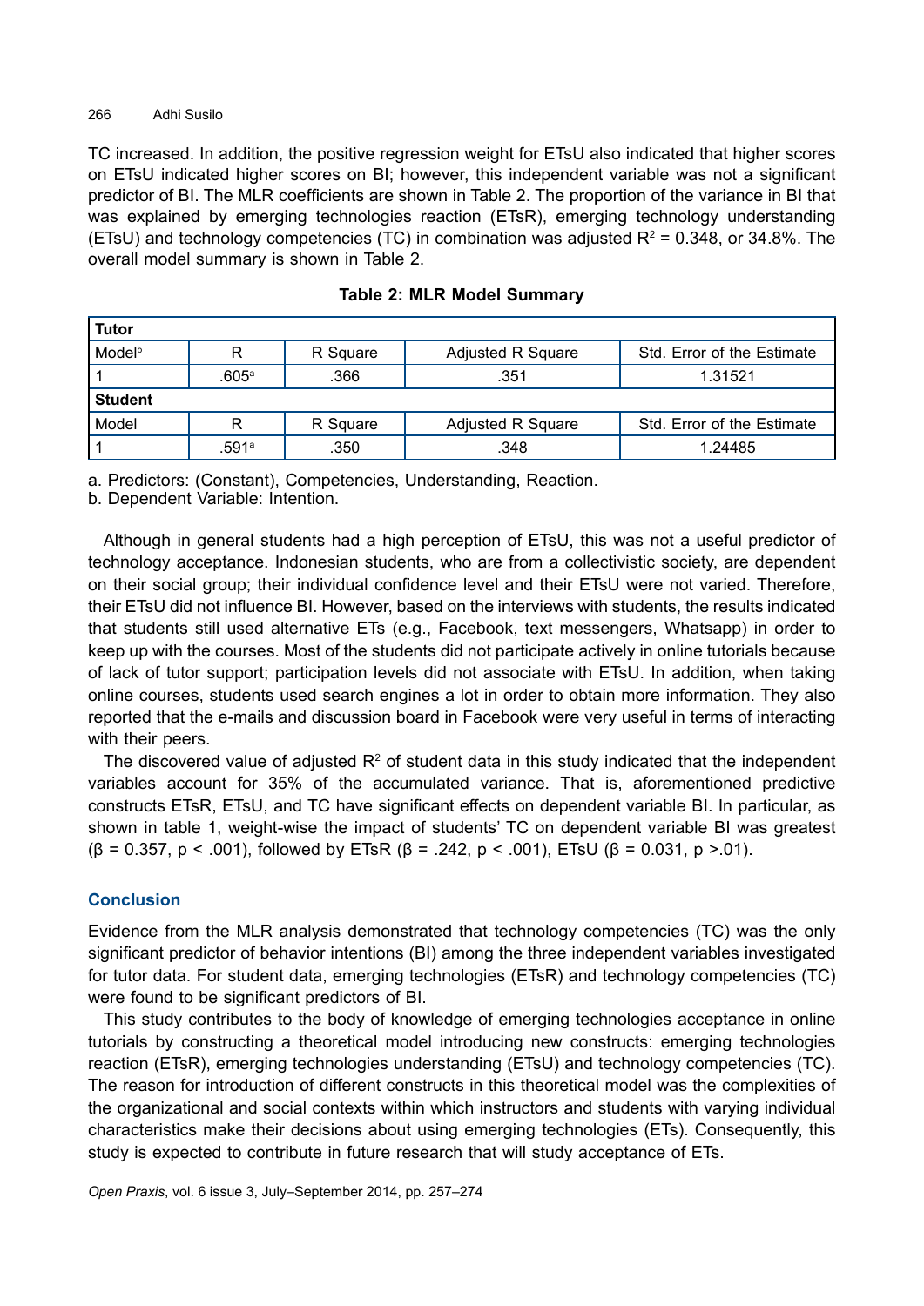TC increased. In addition, the positive regression weight for ETsU also indicated that higher scores on ETsU indicated higher scores on BI; however, this independent variable was not a significant predictor of BI. The MLR coefficients are shown in Table 2. The proportion of the variance in BI that was explained by emerging technologies reaction (ETsR), emerging technology understanding (ETsU) and technology competencies (TC) in combination was adjusted $R^2 = 0.348$, or 34.8%. The overall model summary is shown in Table 2.

**Table 2: MLR Model Summary**

| **Tutor** | | | | |
|---|---|---|---|---|
| Model[b] | R | R Square | Adjusted R Square | Std. Error of the Estimate |
| 1 | .605[a] | .366 | .351 | 1.31521 |
| **Student** | | | | |
| Model | R | R Square | Adjusted R Square | Std. Error of the Estimate |
| 1 | .591[a] | .350 | .348 | 1.24485 |

a. Predictors: (Constant), Competencies, Understanding, Reaction.

b. Dependent Variable: Intention.

Although in general students had a high perception of ETsU, this was not a useful predictor of technology acceptance. Indonesian students, who are from a collectivistic society, are dependent on their social group; their individual confidence level and their ETsU were not varied. Therefore, their ETsU did not influence BI. However, based on the interviews with students, the results indicated that students still used alternative ETs (e.g., Facebook, text messengers, Whatsapp) in order to keep up with the courses. Most of the students did not participate actively in online tutorials because of lack of tutor support; participation levels did not associate with ETsU. In addition, when taking online courses, students used search engines a lot in order to obtain more information. They also reported that the e-mails and discussion board in Facebook were very useful in terms of interacting with their peers.

The discovered value of adjusted $R^2$ of student data in this study indicated that the independent variables account for 35% of the accumulated variance. That is, aforementioned predictive constructs ETsR, ETsU, and TC have significant effects on dependent variable BI. In particular, as shown in table 1, weight-wise the impact of students' TC on dependent variable BI was greatest ($\beta = 0.357$, $p < .001$), followed by ETsR ($\beta = .242$, $p < .001$), ETsU ($\beta = 0.031$, $p > .01$).

## Conclusion

Evidence from the MLR analysis demonstrated that technology competencies (TC) was the only significant predictor of behavior intentions (BI) among the three independent variables investigated for tutor data. For student data, emerging technologies (ETsR) and technology competencies (TC) were found to be significant predictors of BI.

This study contributes to the body of knowledge of emerging technologies acceptance in online tutorials by constructing a theoretical model introducing new constructs: emerging technologies reaction (ETsR), emerging technologies understanding (ETsU) and technology competencies (TC). The reason for introduction of different constructs in this theoretical model was the complexities of the organizational and social contexts within which instructors and students with varying individual characteristics make their decisions about using emerging technologies (ETs). Consequently, this study is expected to contribute in future research that will study acceptance of ETs.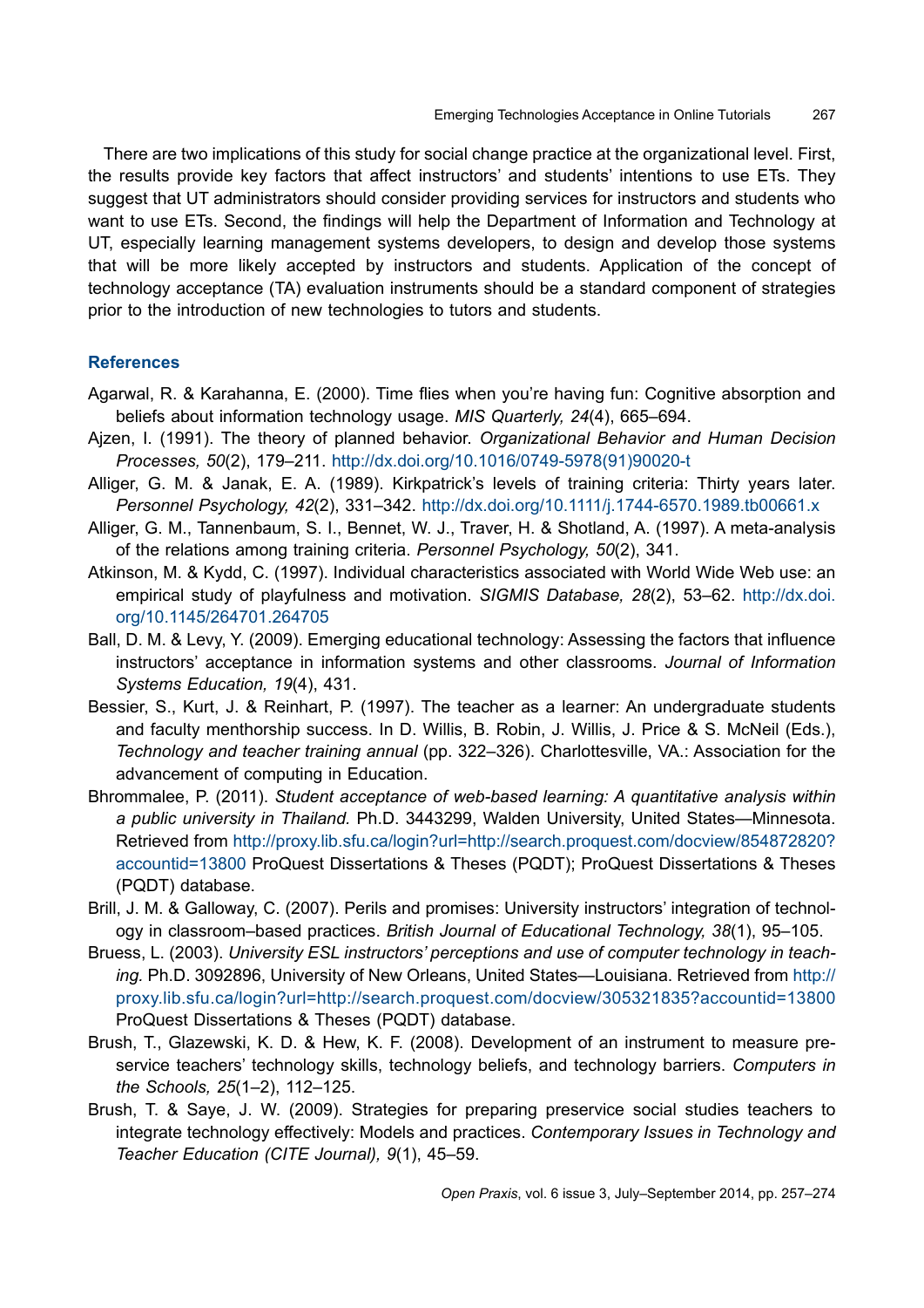There are two implications of this study for social change practice at the organizational level. First, the results provide key factors that affect instructors' and students' intentions to use ETs. They suggest that UT administrators should consider providing services for instructors and students who want to use ETs. Second, the findings will help the Department of Information and Technology at UT, especially learning management systems developers, to design and develop those systems that will be more likely accepted by instructors and students. Application of the concept of technology acceptance (TA) evaluation instruments should be a standard component of strategies prior to the introduction of new technologies to tutors and students.

## References

Agarwal, R. & Karahanna, E. (2000). Time flies when you're having fun: Cognitive absorption and beliefs about information technology usage. *MIS Quarterly, 24*(4), 665–694.

Ajzen, I. (1991). The theory of planned behavior. *Organizational Behavior and Human Decision Processes, 50*(2), 179–211. http://dx.doi.org/10.1016/0749-5978(91)90020-t

Alliger, G. M. & Janak, E. A. (1989). Kirkpatrick's levels of training criteria: Thirty years later. *Personnel Psychology, 42*(2), 331–342. http://dx.doi.org/10.1111/j.1744-6570.1989.tb00661.x

Alliger, G. M., Tannenbaum, S. I., Bennet, W. J., Traver, H. & Shotland, A. (1997). A meta-analysis of the relations among training criteria. *Personnel Psychology, 50*(2), 341.

Atkinson, M. & Kydd, C. (1997). Individual characteristics associated with World Wide Web use: an empirical study of playfulness and motivation. *SIGMIS Database, 28*(2), 53–62. http://dx.doi.org/10.1145/264701.264705

Ball, D. M. & Levy, Y. (2009). Emerging educational technology: Assessing the factors that influence instructors' acceptance in information systems and other classrooms. *Journal of Information Systems Education, 19*(4), 431.

Bessier, S., Kurt, J. & Reinhart, P. (1997). The teacher as a learner: An undergraduate students and faculty menthorship success. In D. Willis, B. Robin, J. Willis, J. Price & S. McNeil (Eds.), *Technology and teacher training annual* (pp. 322–326). Charlottesville, VA.: Association for the advancement of computing in Education.

Bhrommalee, P. (2011). *Student acceptance of web-based learning: A quantitative analysis within a public university in Thailand.* Ph.D. 3443299, Walden University, United States—Minnesota. Retrieved from http://proxy.lib.sfu.ca/login?url=http://search.proquest.com/docview/854872820?accountid=13800 ProQuest Dissertations & Theses (PQDT); ProQuest Dissertations & Theses (PQDT) database.

Brill, J. M. & Galloway, C. (2007). Perils and promises: University instructors' integration of technology in classroom–based practices. *British Journal of Educational Technology, 38*(1), 95–105.

Bruess, L. (2003). *University ESL instructors' perceptions and use of computer technology in teaching.* Ph.D. 3092896, University of New Orleans, United States—Louisiana. Retrieved from http://proxy.lib.sfu.ca/login?url=http://search.proquest.com/docview/305321835?accountid=13800 ProQuest Dissertations & Theses (PQDT) database.

Brush, T., Glazewski, K. D. & Hew, K. F. (2008). Development of an instrument to measure preservice teachers' technology skills, technology beliefs, and technology barriers. *Computers in the Schools, 25*(1–2), 112–125.

Brush, T. & Saye, J. W. (2009). Strategies for preparing preservice social studies teachers to integrate technology effectively: Models and practices. *Contemporary Issues in Technology and Teacher Education (CITE Journal), 9*(1), 45–59.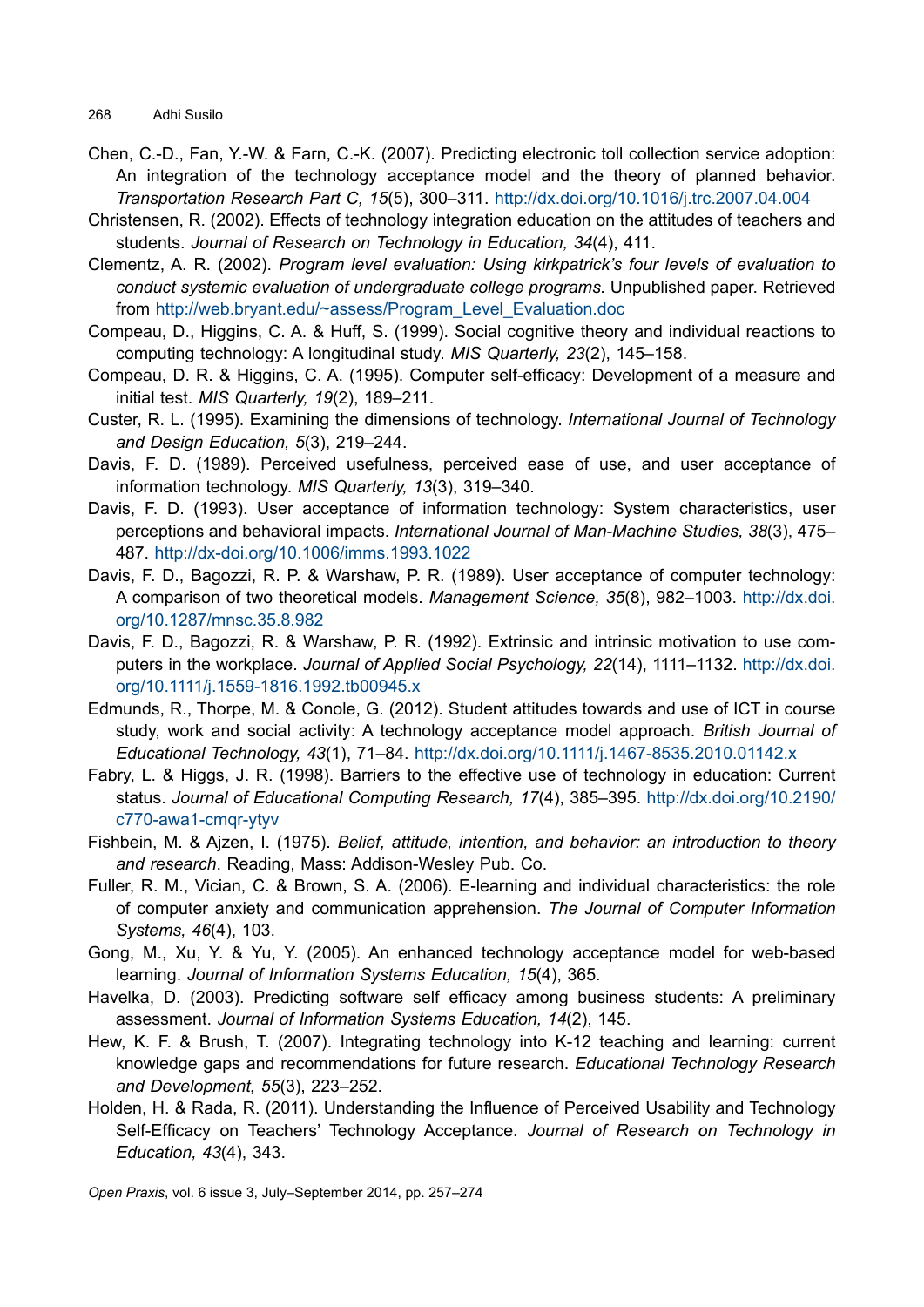Chen, C.-D., Fan, Y.-W. & Farn, C.-K. (2007). Predicting electronic toll collection service adoption: An integration of the technology acceptance model and the theory of planned behavior. *Transportation Research Part C, 15*(5), 300–311. http://dx.doi.org/10.1016/j.trc.2007.04.004

Christensen, R. (2002). Effects of technology integration education on the attitudes of teachers and students. *Journal of Research on Technology in Education, 34*(4), 411.

Clementz, A. R. (2002). *Program level evaluation: Using kirkpatrick's four levels of evaluation to conduct systemic evaluation of undergraduate college programs.* Unpublished paper. Retrieved from http://web.bryant.edu/~assess/Program_Level_Evaluation.doc

Compeau, D., Higgins, C. A. & Huff, S. (1999). Social cognitive theory and individual reactions to computing technology: A longitudinal study. *MIS Quarterly, 23*(2), 145–158.

Compeau, D. R. & Higgins, C. A. (1995). Computer self-efficacy: Development of a measure and initial test. *MIS Quarterly, 19*(2), 189–211.

Custer, R. L. (1995). Examining the dimensions of technology. *International Journal of Technology and Design Education, 5*(3), 219–244.

Davis, F. D. (1989). Perceived usefulness, perceived ease of use, and user acceptance of information technology. *MIS Quarterly, 13*(3), 319–340.

Davis, F. D. (1993). User acceptance of information technology: System characteristics, user perceptions and behavioral impacts. *International Journal of Man-Machine Studies, 38*(3), 475–487. http://dx-doi.org/10.1006/imms.1993.1022

Davis, F. D., Bagozzi, R. P. & Warshaw, P. R. (1989). User acceptance of computer technology: A comparison of two theoretical models. *Management Science, 35*(8), 982–1003. http://dx.doi.org/10.1287/mnsc.35.8.982

Davis, F. D., Bagozzi, R. & Warshaw, P. R. (1992). Extrinsic and intrinsic motivation to use computers in the workplace. *Journal of Applied Social Psychology, 22*(14), 1111–1132. http://dx.doi.org/10.1111/j.1559-1816.1992.tb00945.x

Edmunds, R., Thorpe, M. & Conole, G. (2012). Student attitudes towards and use of ICT in course study, work and social activity: A technology acceptance model approach. *British Journal of Educational Technology, 43*(1), 71–84. http://dx.doi.org/10.1111/j.1467-8535.2010.01142.x

Fabry, L. & Higgs, J. R. (1998). Barriers to the effective use of technology in education: Current status. *Journal of Educational Computing Research, 17*(4), 385–395. http://dx.doi.org/10.2190/c770-awa1-cmqr-ytyv

Fishbein, M. & Ajzen, I. (1975). *Belief, attitude, intention, and behavior: an introduction to theory and research*. Reading, Mass: Addison-Wesley Pub. Co.

Fuller, R. M., Vician, C. & Brown, S. A. (2006). E-learning and individual characteristics: the role of computer anxiety and communication apprehension. *The Journal of Computer Information Systems, 46*(4), 103.

Gong, M., Xu, Y. & Yu, Y. (2005). An enhanced technology acceptance model for web-based learning. *Journal of Information Systems Education, 15*(4), 365.

Havelka, D. (2003). Predicting software self efficacy among business students: A preliminary assessment. *Journal of Information Systems Education, 14*(2), 145.

Hew, K. F. & Brush, T. (2007). Integrating technology into K-12 teaching and learning: current knowledge gaps and recommendations for future research. *Educational Technology Research and Development, 55*(3), 223–252.

Holden, H. & Rada, R. (2011). Understanding the Influence of Perceived Usability and Technology Self-Efficacy on Teachers' Technology Acceptance. *Journal of Research on Technology in Education, 43*(4), 343.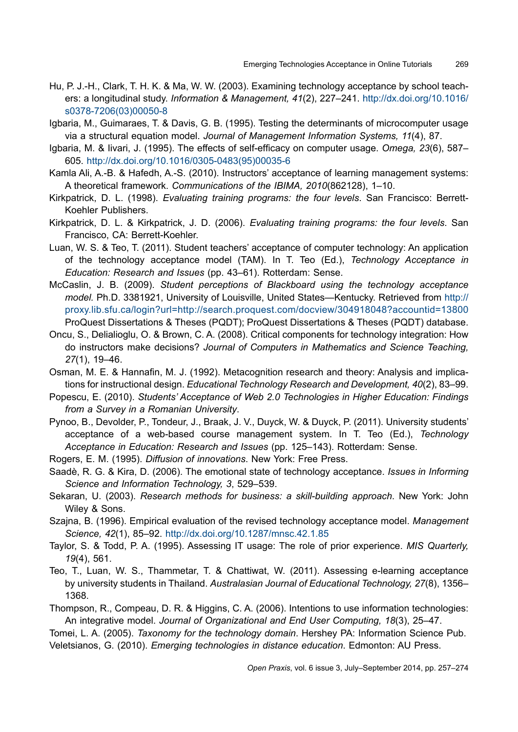Hu, P. J.-H., Clark, T. H. K. & Ma, W. W. (2003). Examining technology acceptance by school teachers: a longitudinal study. *Information & Management, 41*(2), 227–241. http://dx.doi.org/10.1016/s0378-7206(03)00050-8

Igbaria, M., Guimaraes, T. & Davis, G. B. (1995). Testing the determinants of microcomputer usage via a structural equation model. *Journal of Management Information Systems, 11*(4), 87.

Igbaria, M. & Iivari, J. (1995). The effects of self-efficacy on computer usage. *Omega, 23*(6), 587–605. http://dx.doi.org/10.1016/0305-0483(95)00035-6

Kamla Ali, A.-B. & Hafedh, A.-S. (2010). Instructors' acceptance of learning management systems: A theoretical framework. *Communications of the IBIMA, 2010*(862128), 1–10.

Kirkpatrick, D. L. (1998). *Evaluating training programs: the four levels*. San Francisco: Berrett-Koehler Publishers.

Kirkpatrick, D. L. & Kirkpatrick, J. D. (2006). *Evaluating training programs: the four levels*. San Francisco, CA: Berrett-Koehler.

Luan, W. S. & Teo, T. (2011). Student teachers' acceptance of computer technology: An application of the technology acceptance model (TAM). In T. Teo (Ed.), *Technology Acceptance in Education: Research and Issues* (pp. 43–61). Rotterdam: Sense.

McCaslin, J. B. (2009). *Student perceptions of Blackboard using the technology acceptance model.* Ph.D. 3381921, University of Louisville, United States—Kentucky. Retrieved from http://proxy.lib.sfu.ca/login?url=http://search.proquest.com/docview/304918048?accountid=13800 ProQuest Dissertations & Theses (PQDT); ProQuest Dissertations & Theses (PQDT) database.

Oncu, S., Delialioglu, O. & Brown, C. A. (2008). Critical components for technology integration: How do instructors make decisions? *Journal of Computers in Mathematics and Science Teaching, 27*(1), 19–46.

Osman, M. E. & Hannafin, M. J. (1992). Metacognition research and theory: Analysis and implications for instructional design. *Educational Technology Research and Development, 40*(2), 83–99.

Popescu, E. (2010). *Students' Acceptance of Web 2.0 Technologies in Higher Education: Findings from a Survey in a Romanian University*.

Pynoo, B., Devolder, P., Tondeur, J., Braak, J. V., Duyck, W. & Duyck, P. (2011). University students' acceptance of a web-based course management system. In T. Teo (Ed.), *Technology Acceptance in Education: Research and Issues* (pp. 125–143). Rotterdam: Sense.

Rogers, E. M. (1995). *Diffusion of innovations*. New York: Free Press.

Saadè, R. G. & Kira, D. (2006). The emotional state of technology acceptance. *Issues in Informing Science and Information Technology, 3*, 529–539.

Sekaran, U. (2003). *Research methods for business: a skill-building approach*. New York: John Wiley & Sons.

Szajna, B. (1996). Empirical evaluation of the revised technology acceptance model. *Management Science, 42*(1), 85–92. http://dx.doi.org/10.1287/mnsc.42.1.85

Taylor, S. & Todd, P. A. (1995). Assessing IT usage: The role of prior experience. *MIS Quarterly, 19*(4), 561.

Teo, T., Luan, W. S., Thammetar, T. & Chattiwat, W. (2011). Assessing e-learning acceptance by university students in Thailand. *Australasian Journal of Educational Technology, 27*(8), 1356–1368.

Thompson, R., Compeau, D. R. & Higgins, C. A. (2006). Intentions to use information technologies: An integrative model. *Journal of Organizational and End User Computing, 18*(3), 25–47.

Tomei, L. A. (2005). *Taxonomy for the technology domain*. Hershey PA: Information Science Pub.

Veletsianos, G. (2010). *Emerging technologies in distance education*. Edmonton: AU Press.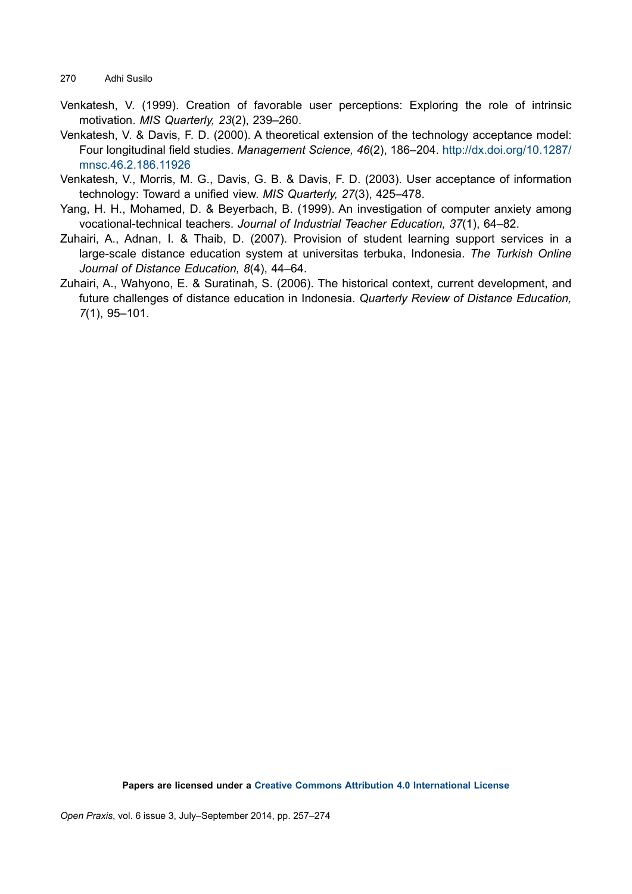Venkatesh, V. (1999). Creation of favorable user perceptions: Exploring the role of intrinsic motivation. *MIS Quarterly, 23*(2), 239–260.

Venkatesh, V. & Davis, F. D. (2000). A theoretical extension of the technology acceptance model: Four longitudinal field studies. *Management Science, 46*(2), 186–204. http://dx.doi.org/10.1287/mnsc.46.2.186.11926

Venkatesh, V., Morris, M. G., Davis, G. B. & Davis, F. D. (2003). User acceptance of information technology: Toward a unified view. *MIS Quarterly, 27*(3), 425–478.

Yang, H. H., Mohamed, D. & Beyerbach, B. (1999). An investigation of computer anxiety among vocational-technical teachers. *Journal of Industrial Teacher Education, 37*(1), 64–82.

Zuhairi, A., Adnan, I. & Thaib, D. (2007). Provision of student learning support services in a large-scale distance education system at universitas terbuka, Indonesia. *The Turkish Online Journal of Distance Education, 8*(4), 44–64.

Zuhairi, A., Wahyono, E. & Suratinah, S. (2006). The historical context, current development, and future challenges of distance education in Indonesia. *Quarterly Review of Distance Education, 7*(1), 95–101.

**Papers are licensed under a Creative Commons Attribution 4.0 International License**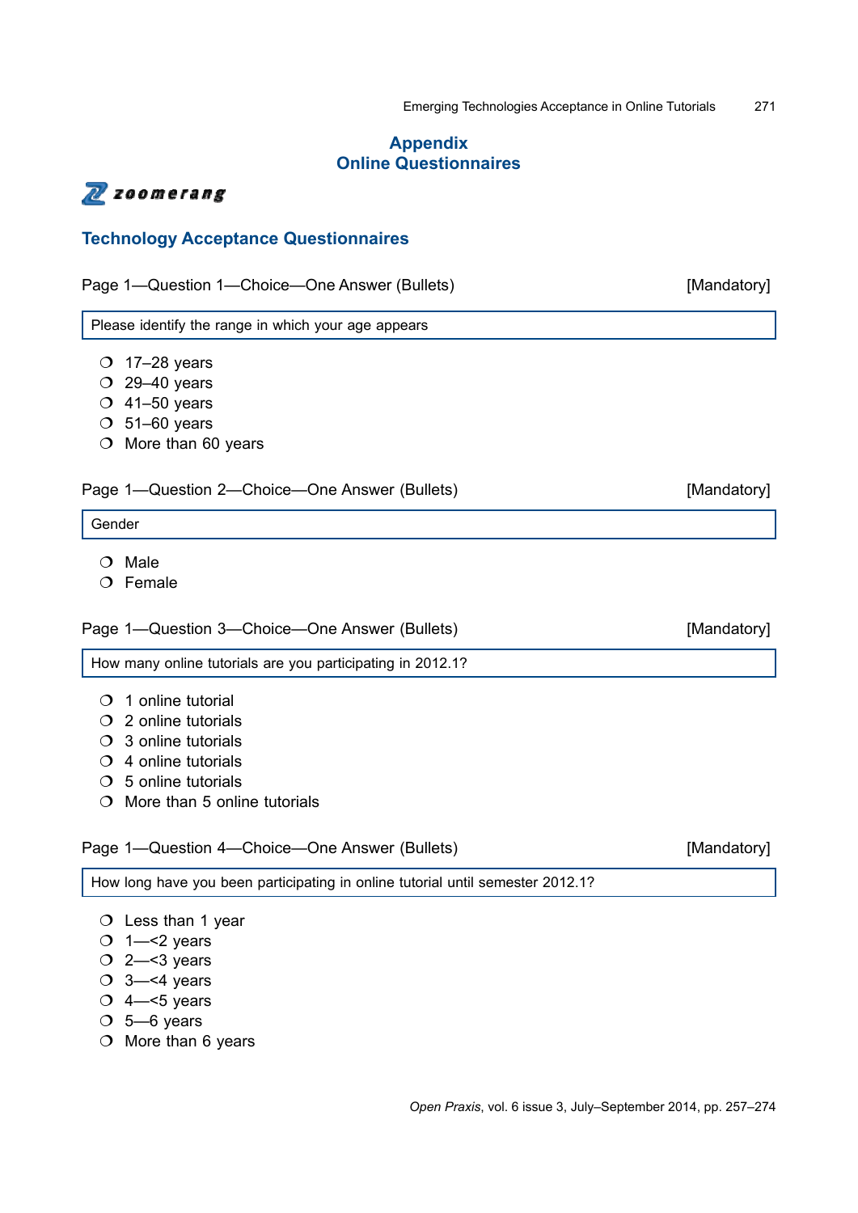# Appendix
# Online Questionnaires

zoomerang

## Technology Acceptance Questionnaires

Page 1—Question 1—Choice—One Answer (Bullets) [Mandatory]

Please identify the range in which your age appears

- ❍ 17–28 years
- ❍ 29–40 years
- ❍ 41–50 years
- ❍ 51–60 years
- ❍ More than 60 years

Page 1—Question 2—Choice—One Answer (Bullets) [Mandatory]

Gender

- ❍ Male
- ❍ Female

Page 1—Question 3—Choice—One Answer (Bullets) [Mandatory]

How many online tutorials are you participating in 2012.1?

- ❍ 1 online tutorial
- ❍ 2 online tutorials
- ❍ 3 online tutorials
- ❍ 4 online tutorials
- ❍ 5 online tutorials
- ❍ More than 5 online tutorials

Page 1—Question 4—Choice—One Answer (Bullets) [Mandatory]

How long have you been participating in online tutorial until semester 2012.1?

- ❍ Less than 1 year
- ❍ 1—<2 years
- ❍ 2—<3 years
- ❍ 3—<4 years
- ❍ 4—<5 years
- ❍ 5—6 years
- ❍ More than 6 years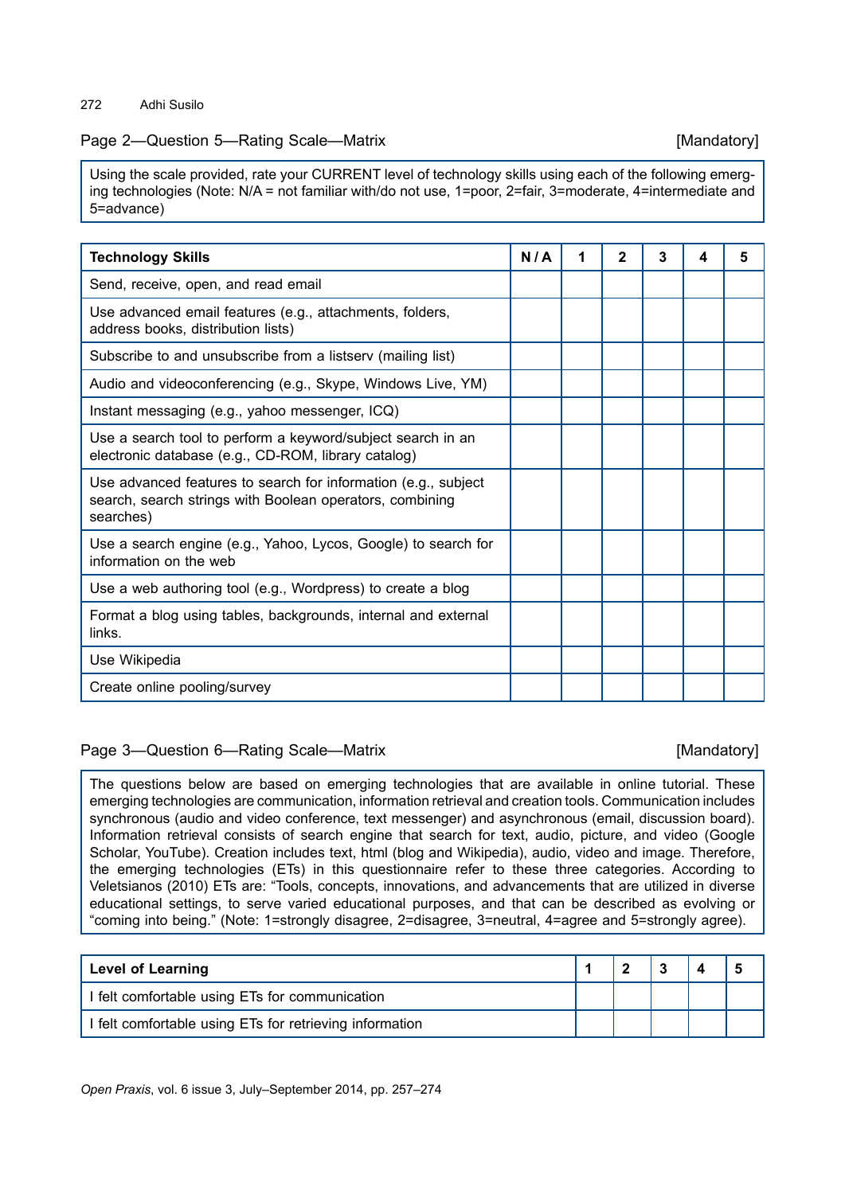Page 2—Question 5—Rating Scale—Matrix [Mandatory]

Using the scale provided, rate your CURRENT level of technology skills using each of the following emerging technologies (Note: N/A = not familiar with/do not use, 1=poor, 2=fair, 3=moderate, 4=intermediate and 5=advance)

| **Technology Skills** | **N / A** | **1** | **2** | **3** | **4** | **5** |
|---|---|---|---|---|---|---|
| Send, receive, open, and read email | | | | | | |
| Use advanced email features (e.g., attachments, folders, address books, distribution lists) | | | | | | |
| Subscribe to and unsubscribe from a listserv (mailing list) | | | | | | |
| Audio and videoconferencing (e.g., Skype, Windows Live, YM) | | | | | | |
| Instant messaging (e.g., yahoo messenger, ICQ) | | | | | | |
| Use a search tool to perform a keyword/subject search in an electronic database (e.g., CD-ROM, library catalog) | | | | | | |
| Use advanced features to search for information (e.g., subject search, search strings with Boolean operators, combining searches) | | | | | | |
| Use a search engine (e.g., Yahoo, Lycos, Google) to search for information on the web | | | | | | |
| Use a web authoring tool (e.g., Wordpress) to create a blog | | | | | | |
| Format a blog using tables, backgrounds, internal and external links. | | | | | | |
| Use Wikipedia | | | | | | |
| Create online pooling/survey | | | | | | |

Page 3—Question 6—Rating Scale—Matrix [Mandatory]

The questions below are based on emerging technologies that are available in online tutorial. These emerging technologies are communication, information retrieval and creation tools. Communication includes synchronous (audio and video conference, text messenger) and asynchronous (email, discussion board). Information retrieval consists of search engine that search for text, audio, picture, and video (Google Scholar, YouTube). Creation includes text, html (blog and Wikipedia), audio, video and image. Therefore, the emerging technologies (ETs) in this questionnaire refer to these three categories. According to Veletsianos (2010) ETs are: "Tools, concepts, innovations, and advancements that are utilized in diverse educational settings, to serve varied educational purposes, and that can be described as evolving or "coming into being." (Note: 1=strongly disagree, 2=disagree, 3=neutral, 4=agree and 5=strongly agree).

| **Level of Learning** | **1** | **2** | **3** | **4** | **5** |
|---|---|---|---|---|---|
| I felt comfortable using ETs for communication | | | | | |
| I felt comfortable using ETs for retrieving information | | | | | |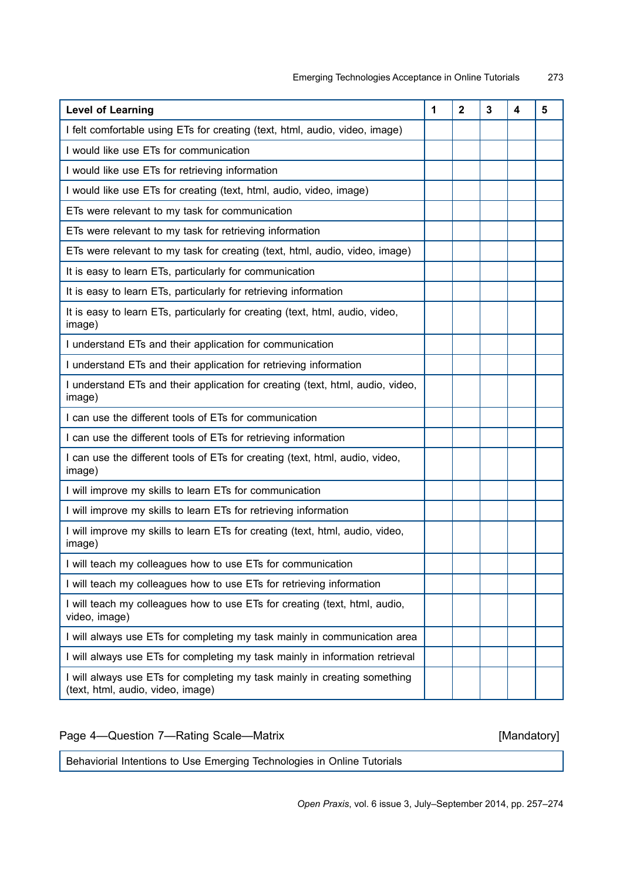| Level of Learning | 1 | 2 | 3 | 4 | 5 |
|---|---|---|---|---|---|
| I felt comfortable using ETs for creating (text, html, audio, video, image) | | | | | |
| I would like use ETs for communication | | | | | |
| I would like use ETs for retrieving information | | | | | |
| I would like use ETs for creating (text, html, audio, video, image) | | | | | |
| ETs were relevant to my task for communication | | | | | |
| ETs were relevant to my task for retrieving information | | | | | |
| ETs were relevant to my task for creating (text, html, audio, video, image) | | | | | |
| It is easy to learn ETs, particularly for communication | | | | | |
| It is easy to learn ETs, particularly for retrieving information | | | | | |
| It is easy to learn ETs, particularly for creating (text, html, audio, video, image) | | | | | |
| I understand ETs and their application for communication | | | | | |
| I understand ETs and their application for retrieving information | | | | | |
| I understand ETs and their application for creating (text, html, audio, video, image) | | | | | |
| I can use the different tools of ETs for communication | | | | | |
| I can use the different tools of ETs for retrieving information | | | | | |
| I can use the different tools of ETs for creating (text, html, audio, video, image) | | | | | |
| I will improve my skills to learn ETs for communication | | | | | |
| I will improve my skills to learn ETs for retrieving information | | | | | |
| I will improve my skills to learn ETs for creating (text, html, audio, video, image) | | | | | |
| I will teach my colleagues how to use ETs for communication | | | | | |
| I will teach my colleagues how to use ETs for retrieving information | | | | | |
| I will teach my colleagues how to use ETs for creating (text, html, audio, video, image) | | | | | |
| I will always use ETs for completing my task mainly in communication area | | | | | |
| I will always use ETs for completing my task mainly in information retrieval | | | | | |
| I will always use ETs for completing my task mainly in creating something (text, html, audio, video, image) | | | | | |

Page 4—Question 7—Rating Scale—Matrix [Mandatory]

| Behaviorial Intentions to Use Emerging Technologies in Online Tutorials |
|---|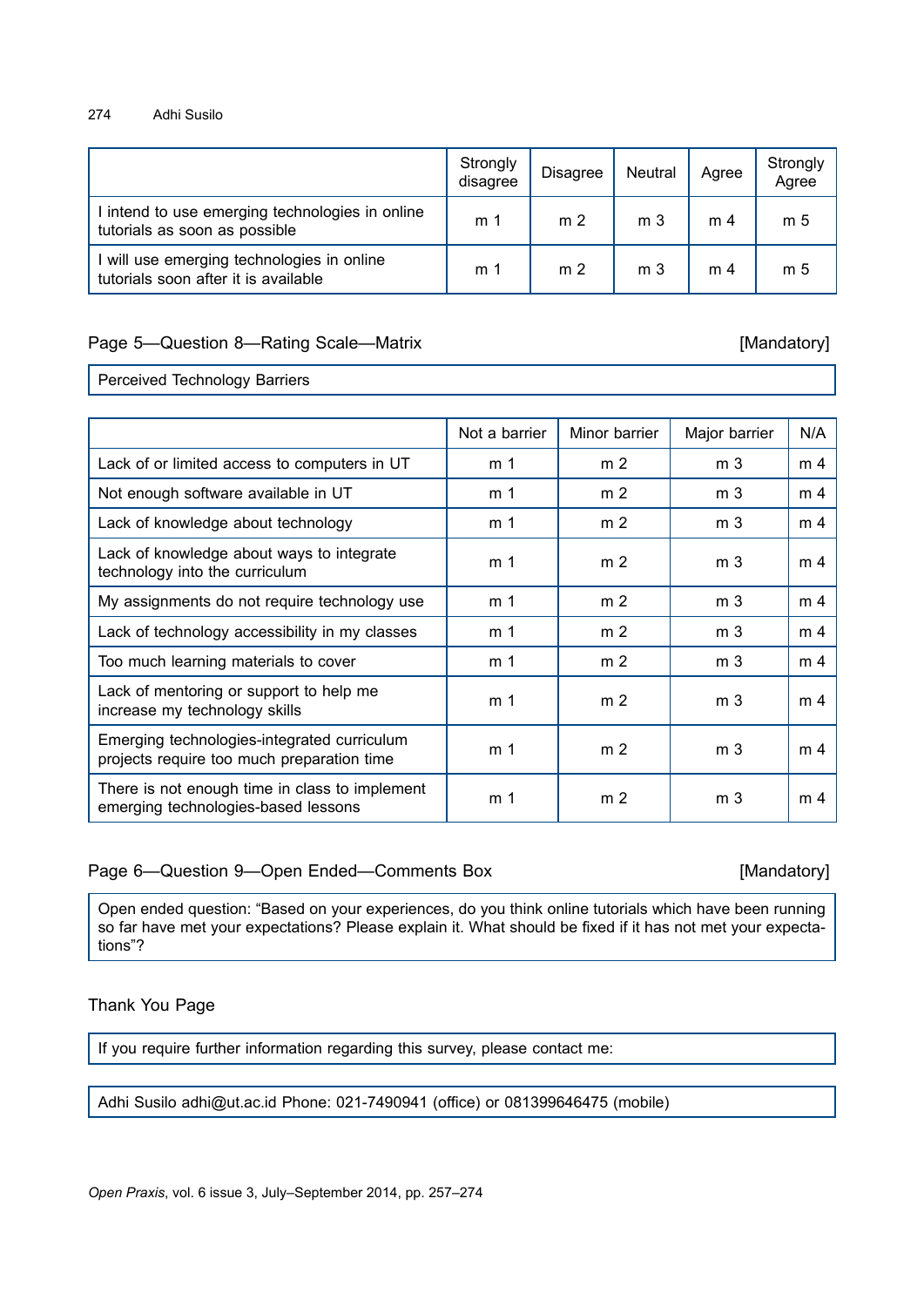| | Strongly disagree | Disagree | Neutral | Agree | Strongly Agree |
|---|---|---|---|---|---|
| I intend to use emerging technologies in online tutorials as soon as possible | m 1 | m 2 | m 3 | m 4 | m 5 |
| I will use emerging technologies in online tutorials soon after it is available | m 1 | m 2 | m 3 | m 4 | m 5 |

Page 5—Question 8—Rating Scale—Matrix [Mandatory]

Perceived Technology Barriers

| | Not a barrier | Minor barrier | Major barrier | N/A |
|---|---|---|---|---|
| Lack of or limited access to computers in UT | m 1 | m 2 | m 3 | m 4 |
| Not enough software available in UT | m 1 | m 2 | m 3 | m 4 |
| Lack of knowledge about technology | m 1 | m 2 | m 3 | m 4 |
| Lack of knowledge about ways to integrate technology into the curriculum | m 1 | m 2 | m 3 | m 4 |
| My assignments do not require technology use | m 1 | m 2 | m 3 | m 4 |
| Lack of technology accessibility in my classes | m 1 | m 2 | m 3 | m 4 |
| Too much learning materials to cover | m 1 | m 2 | m 3 | m 4 |
| Lack of mentoring or support to help me increase my technology skills | m 1 | m 2 | m 3 | m 4 |
| Emerging technologies-integrated curriculum projects require too much preparation time | m 1 | m 2 | m 3 | m 4 |
| There is not enough time in class to implement emerging technologies-based lessons | m 1 | m 2 | m 3 | m 4 |

Page 6—Question 9—Open Ended—Comments Box [Mandatory]

Open ended question: "Based on your experiences, do you think online tutorials which have been running so far have met your expectations? Please explain it. What should be fixed if it has not met your expectations"?

Thank You Page

If you require further information regarding this survey, please contact me:

Adhi Susilo adhi@ut.ac.id Phone: 021-7490941 (office) or 081399646475 (mobile)